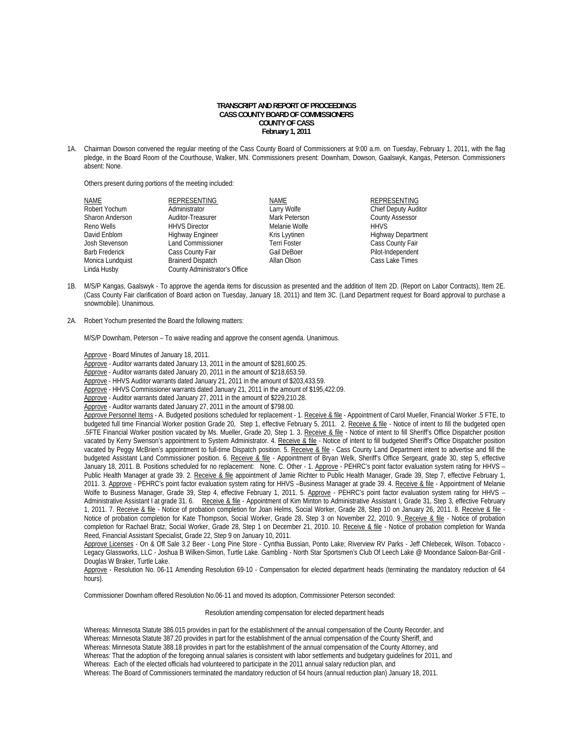**TRANSCRIPT AND REPORT OF PROCEEDINGS**
**CASS COUNTY BOARD OF COMMISSIONERS**
**COUNTY OF CASS**
**February 1, 2011**

1A. Chairman Dowson convened the regular meeting of the Cass County Board of Commissioners at 9:00 a.m. on Tuesday, February 1, 2011, with the flag pledge, in the Board Room of the Courthouse, Walker, MN. Commissioners present: Downham, Dowson, Gaalswyk, Kangas, Peterson. Commissioners absent: None.

Others present during portions of the meeting included:

| NAME | REPRESENTING | NAME | REPRESENTING |
|---|---|---|---|
| Robert Yochum | Administrator | Larry Wolfe | Chief Deputy Auditor |
| Sharon Anderson | Auditor-Treasurer | Mark Peterson | County Assessor |
| Reno Wells | HHVS Director | Melanie Wolfe | HHVS |
| David Enblom | Highway Engineer | Kris Lyytinen | Highway Department |
| Josh Stevenson | Land Commissioner | Terri Foster | Cass County Fair |
| Barb Frederick | Cass County Fair | Gail DeBoer | Pilot-Independent |
| Monica Lundquist | Brainerd Dispatch | Allan Olson | Cass Lake Times |
| Linda Husby | County Administrator's Office | | |

1B. M/S/P Kangas, Gaalswyk - To approve the agenda items for discussion as presented and the addition of Item 2D. (Report on Labor Contracts), Item 2E. (Cass County Fair clarification of Board action on Tuesday, January 18, 2011) and Item 3C. (Land Department request for Board approval to purchase a snowmobile). Unanimous.

2A. Robert Yochum presented the Board the following matters:

M/S/P Downham, Peterson – To waive reading and approve the consent agenda. Unanimous.

Approve - Board Minutes of January 18, 2011.

Approve - Auditor warrants dated January 13, 2011 in the amount of $281,600.25.

Approve - Auditor warrants dated January 20, 2011 in the amount of $218,653.59.

Approve - HHVS Auditor warrants dated January 21, 2011 in the amount of $203,433.59.

Approve - HHVS Commissioner warrants dated January 21, 2011 in the amount of $195,422.09.

Approve - Auditor warrants dated January 27, 2011 in the amount of $229,210.28.

Approve - Auditor warrants dated January 27, 2011 in the amount of $798.00.

Approve Personnel Items - A. Budgeted positions scheduled for replacement - 1. Receive & file - Appointment of Carol Mueller, Financial Worker .5 FTE, to budgeted full time Financial Worker position Grade 20, Step 1, effective February 5, 2011. 2. Receive & file - Notice of intent to fill the budgeted open .5FTE Financial Worker position vacated by Ms. Mueller, Grade 20, Step 1. 3. Receive & file - Notice of intent to fill Sheriff's Office Dispatcher position vacated by Kerry Swenson's appointment to System Administrator. 4. Receive & file - Notice of intent to fill budgeted Sheriff's Office Dispatcher position vacated by Peggy McBrien's appointment to full-time Dispatch position. 5. Receive & file - Cass County Land Department intent to advertise and fill the budgeted Assistant Land Commissioner position. 6. Receive & file - Appointment of Bryan Welk, Sheriff's Office Sergeant, grade 30, step 5, effective January 18, 2011. B. Positions scheduled for no replacement: None. C. Other - 1. Approve - PEHRC's point factor evaluation system rating for HHVS – Public Health Manager at grade 39. 2. Receive & file appointment of Jamie Richter to Public Health Manager, Grade 39, Step 7, effective February 1, 2011. 3. Approve - PEHRC's point factor evaluation system rating for HHVS –Business Manager at grade 39. 4. Receive & file - Appointment of Melanie Wolfe to Business Manager, Grade 39, Step 4, effective February 1, 2011. 5. Approve - PEHRC's point factor evaluation system rating for HHVS – Administrative Assistant I at grade 31. 6. Receive & file - Appointment of Kim Minton to Administrative Assistant I, Grade 31, Step 3, effective February 1, 2011. 7. Receive & file - Notice of probation completion for Joan Helms, Social Worker, Grade 28, Step 10 on January 26, 2011. 8. Receive & file - Notice of probation completion for Kate Thompson, Social Worker, Grade 28, Step 3 on November 22, 2010. 9. Receive & file - Notice of probation completion for Rachael Bratz, Social Worker, Grade 28, Step 1 on December 21, 2010. 10. Receive & file - Notice of probation completion for Wanda Reed, Financial Assistant Specialist, Grade 22, Step 9 on January 10, 2011.

Approve Licenses - On & Off Sale 3.2 Beer - Long Pine Store - Cynthia Bussian, Ponto Lake; Riverview RV Parks - Jeff Chlebecek, Wilson. Tobacco - Legacy Glassworks, LLC - Joshua B Wilken-Simon, Turtle Lake. Gambling - North Star Sportsmen's Club Of Leech Lake @ Moondance Saloon-Bar-Grill - Douglas W Braker, Turtle Lake.

Approve - Resolution No. 06-11 Amending Resolution 69-10 - Compensation for elected department heads (terminating the mandatory reduction of 64 hours).

Commissioner Downham offered Resolution No.06-11 and moved its adoption, Commissioner Peterson seconded:

Resolution amending compensation for elected department heads

Whereas: Minnesota Statute 386.015 provides in part for the establishment of the annual compensation of the County Recorder, and
Whereas: Minnesota Statute 387.20 provides in part for the establishment of the annual compensation of the County Sheriff, and
Whereas: Minnesota Statute 388.18 provides in part for the establishment of the annual compensation of the County Attorney, and
Whereas: That the adoption of the foregoing annual salaries is consistent with labor settlements and budgetary guidelines for 2011, and
Whereas: Each of the elected officials had volunteered to participate in the 2011 annual salary reduction plan, and
Whereas: The Board of Commissioners terminated the mandatory reduction of 64 hours (annual reduction plan) January 18, 2011.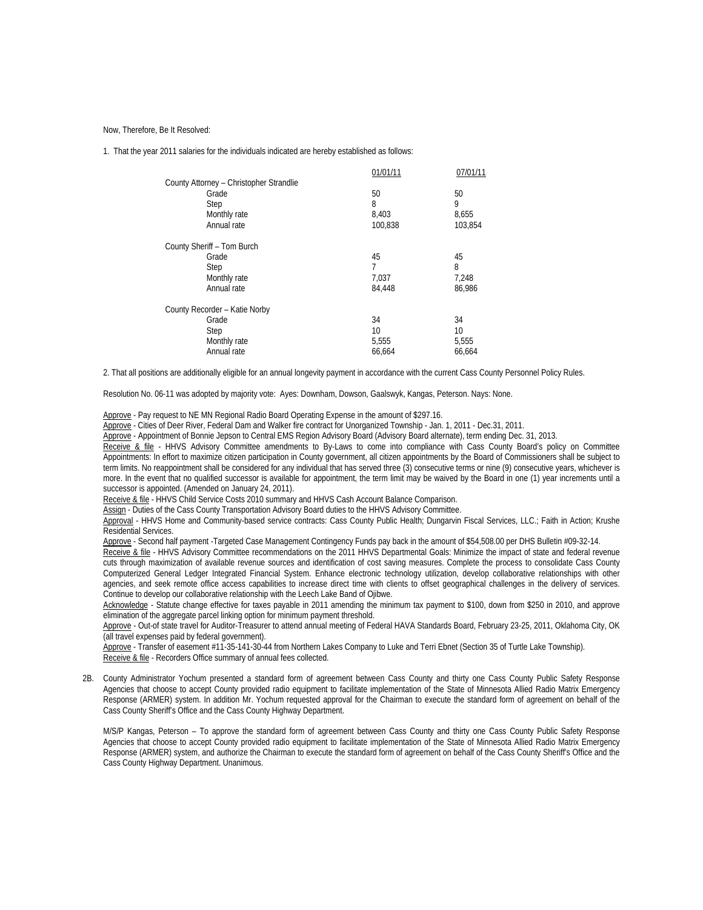Now, Therefore, Be It Resolved:

1. That the year 2011 salaries for the individuals indicated are hereby established as follows:

| | 01/01/11 | 07/01/11 |
|---|---|---|
| County Attorney – Christopher Strandlie | | |
| Grade | 50 | 50 |
| Step | 8 | 9 |
| Monthly rate | 8,403 | 8,655 |
| Annual rate | 100,838 | 103,854 |
| County Sheriff – Tom Burch | | |
| Grade | 45 | 45 |
| Step | 7 | 8 |
| Monthly rate | 7,037 | 7,248 |
| Annual rate | 84,448 | 86,986 |
| County Recorder – Katie Norby | | |
| Grade | 34 | 34 |
| Step | 10 | 10 |
| Monthly rate | 5,555 | 5,555 |
| Annual rate | 66,664 | 66,664 |

2. That all positions are additionally eligible for an annual longevity payment in accordance with the current Cass County Personnel Policy Rules.

Resolution No. 06-11 was adopted by majority vote: Ayes: Downham, Dowson, Gaalswyk, Kangas, Peterson. Nays: None.

Approve - Pay request to NE MN Regional Radio Board Operating Expense in the amount of $297.16.
Approve - Cities of Deer River, Federal Dam and Walker fire contract for Unorganized Township - Jan. 1, 2011 - Dec.31, 2011.
Approve - Appointment of Bonnie Jepson to Central EMS Region Advisory Board (Advisory Board alternate), term ending Dec. 31, 2013.
Receive & file - HHVS Advisory Committee amendments to By-Laws to come into compliance with Cass County Board's policy on Committee Appointments: In effort to maximize citizen participation in County government, all citizen appointments by the Board of Commissioners shall be subject to term limits. No reappointment shall be considered for any individual that has served three (3) consecutive terms or nine (9) consecutive years, whichever is more. In the event that no qualified successor is available for appointment, the term limit may be waived by the Board in one (1) year increments until a successor is appointed. (Amended on January 24, 2011).
Receive & file - HHVS Child Service Costs 2010 summary and HHVS Cash Account Balance Comparison.
Assign - Duties of the Cass County Transportation Advisory Board duties to the HHVS Advisory Committee.
Approval - HHVS Home and Community-based service contracts: Cass County Public Health; Dungarvin Fiscal Services, LLC.; Faith in Action; Krushe Residential Services.
Approve - Second half payment -Targeted Case Management Contingency Funds pay back in the amount of $54,508.00 per DHS Bulletin #09-32-14.
Receive & file - HHVS Advisory Committee recommendations on the 2011 HHVS Departmental Goals: Minimize the impact of state and federal revenue cuts through maximization of available revenue sources and identification of cost saving measures. Complete the process to consolidate Cass County Computerized General Ledger Integrated Financial System. Enhance electronic technology utilization, develop collaborative relationships with other agencies, and seek remote office access capabilities to increase direct time with clients to offset geographical challenges in the delivery of services. Continue to develop our collaborative relationship with the Leech Lake Band of Ojibwe.
Acknowledge - Statute change effective for taxes payable in 2011 amending the minimum tax payment to $100, down from $250 in 2010, and approve elimination of the aggregate parcel linking option for minimum payment threshold.
Approve - Out-of state travel for Auditor-Treasurer to attend annual meeting of Federal HAVA Standards Board, February 23-25, 2011, Oklahoma City, OK (all travel expenses paid by federal government).
Approve - Transfer of easement #11-35-141-30-44 from Northern Lakes Company to Luke and Terri Ebnet (Section 35 of Turtle Lake Township).
Receive & file - Recorders Office summary of annual fees collected.

2B. County Administrator Yochum presented a standard form of agreement between Cass County and thirty one Cass County Public Safety Response Agencies that choose to accept County provided radio equipment to facilitate implementation of the State of Minnesota Allied Radio Matrix Emergency Response (ARMER) system. In addition Mr. Yochum requested approval for the Chairman to execute the standard form of agreement on behalf of the Cass County Sheriff's Office and the Cass County Highway Department.

M/S/P Kangas, Peterson – To approve the standard form of agreement between Cass County and thirty one Cass County Public Safety Response Agencies that choose to accept County provided radio equipment to facilitate implementation of the State of Minnesota Allied Radio Matrix Emergency Response (ARMER) system, and authorize the Chairman to execute the standard form of agreement on behalf of the Cass County Sheriff's Office and the Cass County Highway Department. Unanimous.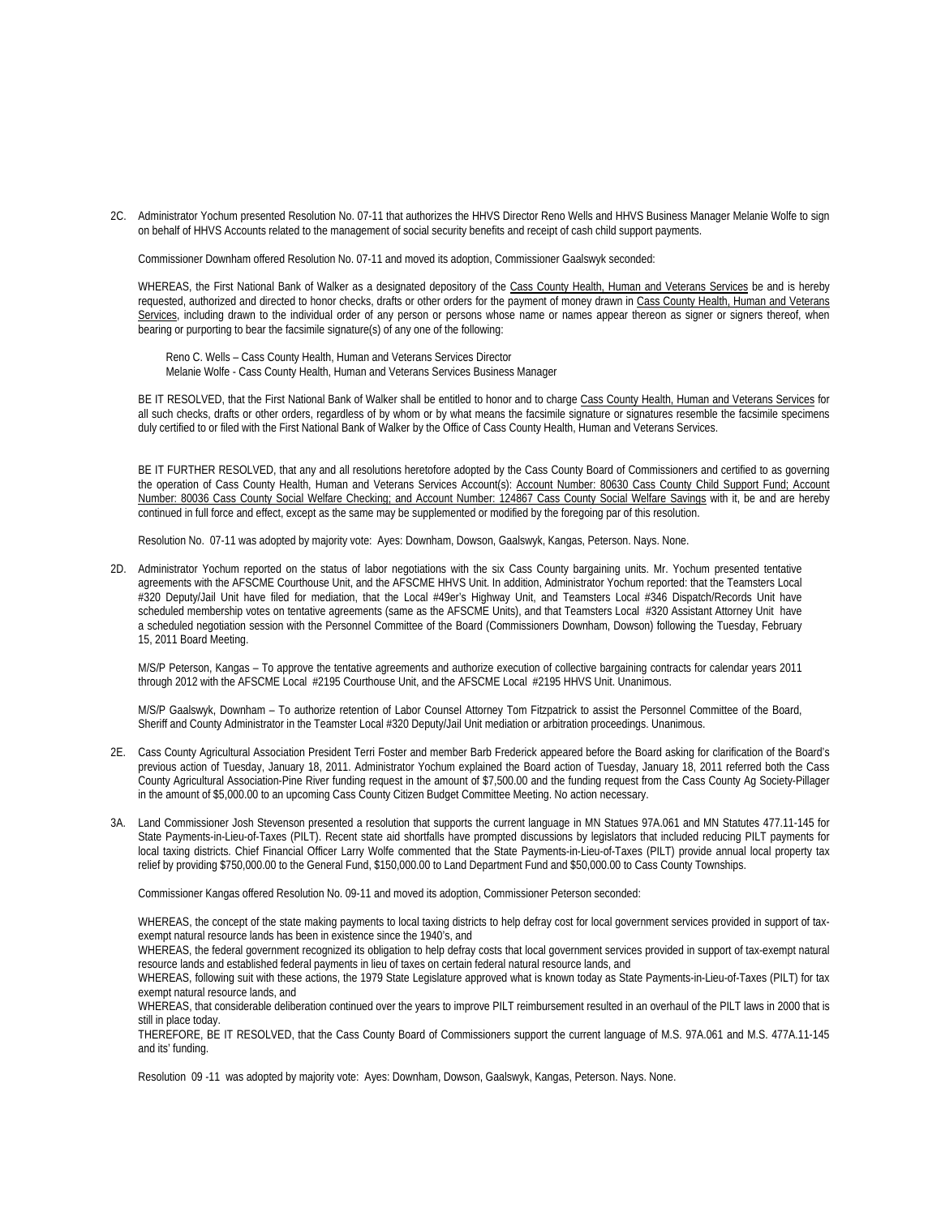2C. Administrator Yochum presented Resolution No. 07-11 that authorizes the HHVS Director Reno Wells and HHVS Business Manager Melanie Wolfe to sign on behalf of HHVS Accounts related to the management of social security benefits and receipt of cash child support payments.

Commissioner Downham offered Resolution No. 07-11 and moved its adoption, Commissioner Gaalswyk seconded:

WHEREAS, the First National Bank of Walker as a designated depository of the Cass County Health, Human and Veterans Services be and is hereby requested, authorized and directed to honor checks, drafts or other orders for the payment of money drawn in Cass County Health, Human and Veterans Services, including drawn to the individual order of any person or persons whose name or names appear thereon as signer or signers thereof, when bearing or purporting to bear the facsimile signature(s) of any one of the following:

Reno C. Wells – Cass County Health, Human and Veterans Services Director
Melanie Wolfe - Cass County Health, Human and Veterans Services Business Manager

BE IT RESOLVED, that the First National Bank of Walker shall be entitled to honor and to charge Cass County Health, Human and Veterans Services for all such checks, drafts or other orders, regardless of by whom or by what means the facsimile signature or signatures resemble the facsimile specimens duly certified to or filed with the First National Bank of Walker by the Office of Cass County Health, Human and Veterans Services.

BE IT FURTHER RESOLVED, that any and all resolutions heretofore adopted by the Cass County Board of Commissioners and certified to as governing the operation of Cass County Health, Human and Veterans Services Account(s): Account Number: 80630 Cass County Child Support Fund; Account Number: 80036 Cass County Social Welfare Checking; and Account Number: 124867 Cass County Social Welfare Savings with it, be and are hereby continued in full force and effect, except as the same may be supplemented or modified by the foregoing par of this resolution.

Resolution No. 07-11 was adopted by majority vote: Ayes: Downham, Dowson, Gaalswyk, Kangas, Peterson. Nays. None.

2D. Administrator Yochum reported on the status of labor negotiations with the six Cass County bargaining units. Mr. Yochum presented tentative agreements with the AFSCME Courthouse Unit, and the AFSCME HHVS Unit. In addition, Administrator Yochum reported: that the Teamsters Local #320 Deputy/Jail Unit have filed for mediation, that the Local #49er's Highway Unit, and Teamsters Local #346 Dispatch/Records Unit have scheduled membership votes on tentative agreements (same as the AFSCME Units), and that Teamsters Local #320 Assistant Attorney Unit have a scheduled negotiation session with the Personnel Committee of the Board (Commissioners Downham, Dowson) following the Tuesday, February 15, 2011 Board Meeting.

M/S/P Peterson, Kangas – To approve the tentative agreements and authorize execution of collective bargaining contracts for calendar years 2011 through 2012 with the AFSCME Local #2195 Courthouse Unit, and the AFSCME Local #2195 HHVS Unit. Unanimous.

M/S/P Gaalswyk, Downham – To authorize retention of Labor Counsel Attorney Tom Fitzpatrick to assist the Personnel Committee of the Board, Sheriff and County Administrator in the Teamster Local #320 Deputy/Jail Unit mediation or arbitration proceedings. Unanimous.

2E. Cass County Agricultural Association President Terri Foster and member Barb Frederick appeared before the Board asking for clarification of the Board's previous action of Tuesday, January 18, 2011. Administrator Yochum explained the Board action of Tuesday, January 18, 2011 referred both the Cass County Agricultural Association-Pine River funding request in the amount of $7,500.00 and the funding request from the Cass County Ag Society-Pillager in the amount of $5,000.00 to an upcoming Cass County Citizen Budget Committee Meeting. No action necessary.

3A. Land Commissioner Josh Stevenson presented a resolution that supports the current language in MN Statues 97A.061 and MN Statutes 477.11-145 for State Payments-in-Lieu-of-Taxes (PILT). Recent state aid shortfalls have prompted discussions by legislators that included reducing PILT payments for local taxing districts. Chief Financial Officer Larry Wolfe commented that the State Payments-in-Lieu-of-Taxes (PILT) provide annual local property tax relief by providing $750,000.00 to the General Fund, $150,000.00 to Land Department Fund and $50,000.00 to Cass County Townships.

Commissioner Kangas offered Resolution No. 09-11 and moved its adoption, Commissioner Peterson seconded:

WHEREAS, the concept of the state making payments to local taxing districts to help defray cost for local government services provided in support of tax-exempt natural resource lands has been in existence since the 1940's, and
WHEREAS, the federal government recognized its obligation to help defray costs that local government services provided in support of tax-exempt natural resource lands and established federal payments in lieu of taxes on certain federal natural resource lands, and
WHEREAS, following suit with these actions, the 1979 State Legislature approved what is known today as State Payments-in-Lieu-of-Taxes (PILT) for tax exempt natural resource lands, and
WHEREAS, that considerable deliberation continued over the years to improve PILT reimbursement resulted in an overhaul of the PILT laws in 2000 that is still in place today.
THEREFORE, BE IT RESOLVED, that the Cass County Board of Commissioners support the current language of M.S. 97A.061 and M.S. 477A.11-145 and its' funding.

Resolution 09 -11 was adopted by majority vote: Ayes: Downham, Dowson, Gaalswyk, Kangas, Peterson. Nays. None.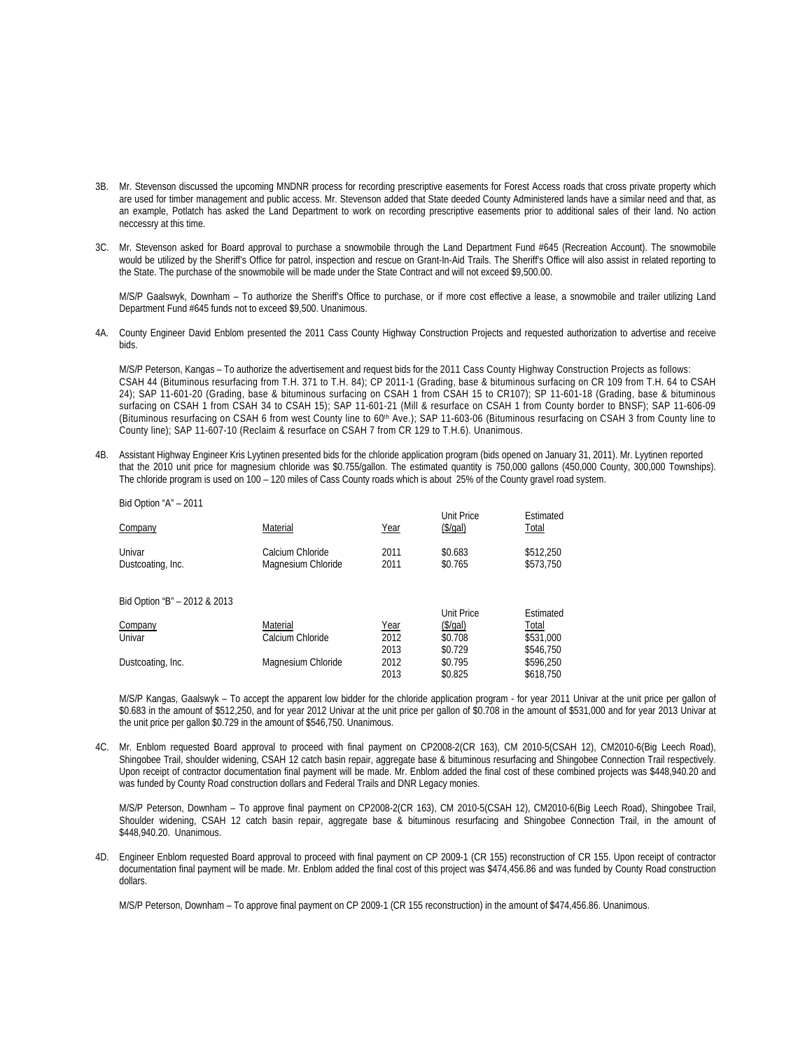3B. Mr. Stevenson discussed the upcoming MNDNR process for recording prescriptive easements for Forest Access roads that cross private property which are used for timber management and public access. Mr. Stevenson added that State deeded County Administered lands have a similar need and that, as an example, Potlatch has asked the Land Department to work on recording prescriptive easements prior to additional sales of their land. No action neccessry at this time.

3C. Mr. Stevenson asked for Board approval to purchase a snowmobile through the Land Department Fund #645 (Recreation Account). The snowmobile would be utilized by the Sheriff's Office for patrol, inspection and rescue on Grant-In-Aid Trails. The Sheriff's Office will also assist in related reporting to the State. The purchase of the snowmobile will be made under the State Contract and will not exceed $9,500.00.

M/S/P Gaalswyk, Downham – To authorize the Sheriff's Office to purchase, or if more cost effective a lease, a snowmobile and trailer utilizing Land Department Fund #645 funds not to exceed $9,500. Unanimous.

4A. County Engineer David Enblom presented the 2011 Cass County Highway Construction Projects and requested authorization to advertise and receive bids.

M/S/P Peterson, Kangas – To authorize the advertisement and request bids for the 2011 Cass County Highway Construction Projects as follows: CSAH 44 (Bituminous resurfacing from T.H. 371 to T.H. 84); CP 2011-1 (Grading, base & bituminous surfacing on CR 109 from T.H. 64 to CSAH 24); SAP 11-601-20 (Grading, base & bituminous surfacing on CSAH 1 from CSAH 15 to CR107); SP 11-601-18 (Grading, base & bituminous surfacing on CSAH 1 from CSAH 34 to CSAH 15); SAP 11-601-21 (Mill & resurface on CSAH 1 from County border to BNSF); SAP 11-606-09 (Bituminous resurfacing on CSAH 6 from west County line to 60th Ave.); SAP 11-603-06 (Bituminous resurfacing on CSAH 3 from County line to County line); SAP 11-607-10 (Reclaim & resurface on CSAH 7 from CR 129 to T.H.6). Unanimous.

4B. Assistant Highway Engineer Kris Lyytinen presented bids for the chloride application program (bids opened on January 31, 2011). Mr. Lyytinen reported that the 2010 unit price for magnesium chloride was $0.755/gallon. The estimated quantity is 750,000 gallons (450,000 County, 300,000 Townships). The chloride program is used on 100 – 120 miles of Cass County roads which is about 25% of the County gravel road system.

Bid Option "A" – 2011

| Company | Material | Year | Unit Price ($/gal) | Estimated Total |
|---|---|---|---|---|
| Univar | Calcium Chloride | 2011 | $0.683 | $512,250 |
| Dustcoating, Inc. | Magnesium Chloride | 2011 | $0.765 | $573,750 |

Bid Option "B" – 2012 & 2013

| Company | Material | Year | Unit Price ($/gal) | Estimated Total |
|---|---|---|---|---|
| Univar | Calcium Chloride | 2012 | $0.708 | $531,000 |
| | | 2013 | $0.729 | $546,750 |
| Dustcoating, Inc. | Magnesium Chloride | 2012 | $0.795 | $596,250 |
| | | 2013 | $0.825 | $618,750 |

M/S/P Kangas, Gaalswyk – To accept the apparent low bidder for the chloride application program - for year 2011 Univar at the unit price per gallon of $0.683 in the amount of $512,250, and for year 2012 Univar at the unit price per gallon of $0.708 in the amount of $531,000 and for year 2013 Univar at the unit price per gallon $0.729 in the amount of $546,750. Unanimous.

4C. Mr. Enblom requested Board approval to proceed with final payment on CP2008-2(CR 163), CM 2010-5(CSAH 12), CM2010-6(Big Leech Road), Shingobee Trail, shoulder widening, CSAH 12 catch basin repair, aggregate base & bituminous resurfacing and Shingobee Connection Trail respectively. Upon receipt of contractor documentation final payment will be made. Mr. Enblom added the final cost of these combined projects was $448,940.20 and was funded by County Road construction dollars and Federal Trails and DNR Legacy monies.

M/S/P Peterson, Downham – To approve final payment on CP2008-2(CR 163), CM 2010-5(CSAH 12), CM2010-6(Big Leech Road), Shingobee Trail, Shoulder widening, CSAH 12 catch basin repair, aggregate base & bituminous resurfacing and Shingobee Connection Trail, in the amount of $448,940.20. Unanimous.

4D. Engineer Enblom requested Board approval to proceed with final payment on CP 2009-1 (CR 155) reconstruction of CR 155. Upon receipt of contractor documentation final payment will be made. Mr. Enblom added the final cost of this project was $474,456.86 and was funded by County Road construction dollars.

M/S/P Peterson, Downham – To approve final payment on CP 2009-1 (CR 155 reconstruction) in the amount of $474,456.86. Unanimous.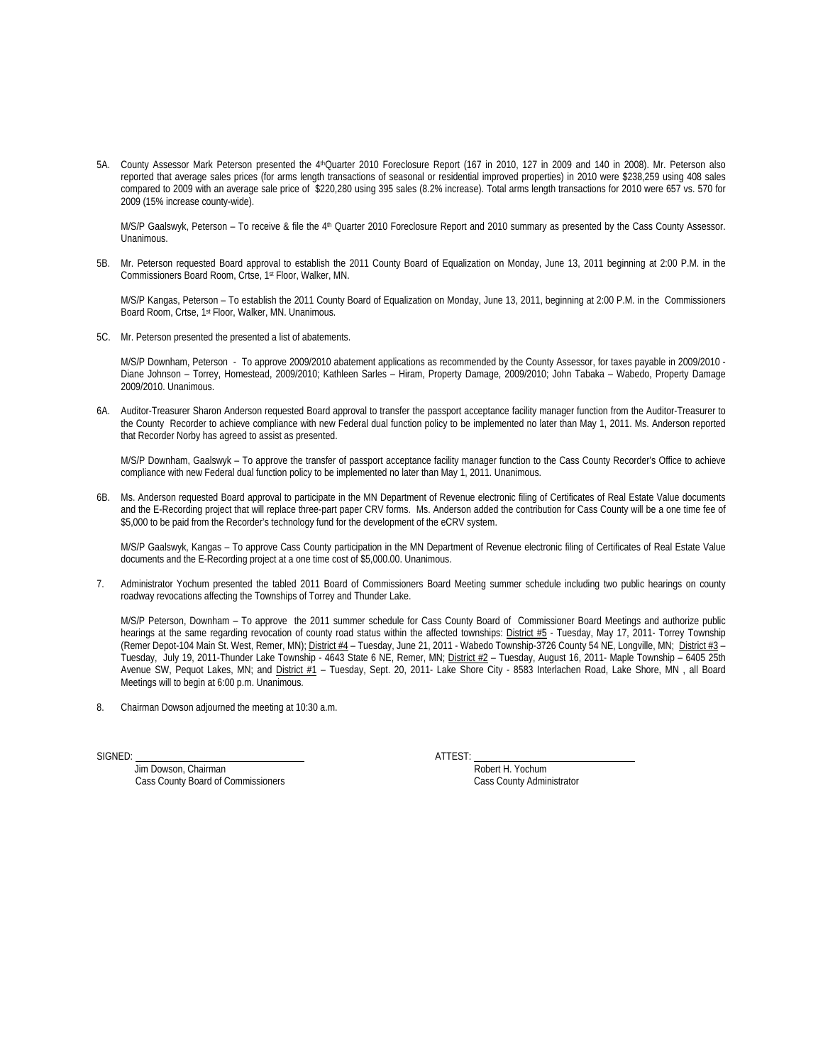5A. County Assessor Mark Peterson presented the 4th Quarter 2010 Foreclosure Report (167 in 2010, 127 in 2009 and 140 in 2008). Mr. Peterson also reported that average sales prices (for arms length transactions of seasonal or residential improved properties) in 2010 were $238,259 using 408 sales compared to 2009 with an average sale price of $220,280 using 395 sales (8.2% increase). Total arms length transactions for 2010 were 657 vs. 570 for 2009 (15% increase county-wide).

M/S/P Gaalswyk, Peterson – To receive & file the 4th Quarter 2010 Foreclosure Report and 2010 summary as presented by the Cass County Assessor. Unanimous.

5B. Mr. Peterson requested Board approval to establish the 2011 County Board of Equalization on Monday, June 13, 2011 beginning at 2:00 P.M. in the Commissioners Board Room, Crtse, 1st Floor, Walker, MN.

M/S/P Kangas, Peterson – To establish the 2011 County Board of Equalization on Monday, June 13, 2011, beginning at 2:00 P.M. in the Commissioners Board Room, Crtse, 1st Floor, Walker, MN. Unanimous.

5C. Mr. Peterson presented the presented a list of abatements.

M/S/P Downham, Peterson - To approve 2009/2010 abatement applications as recommended by the County Assessor, for taxes payable in 2009/2010 - Diane Johnson – Torrey, Homestead, 2009/2010; Kathleen Sarles – Hiram, Property Damage, 2009/2010; John Tabaka – Wabedo, Property Damage 2009/2010. Unanimous.

6A. Auditor-Treasurer Sharon Anderson requested Board approval to transfer the passport acceptance facility manager function from the Auditor-Treasurer to the County Recorder to achieve compliance with new Federal dual function policy to be implemented no later than May 1, 2011. Ms. Anderson reported that Recorder Norby has agreed to assist as presented.

M/S/P Downham, Gaalswyk – To approve the transfer of passport acceptance facility manager function to the Cass County Recorder's Office to achieve compliance with new Federal dual function policy to be implemented no later than May 1, 2011. Unanimous.

6B. Ms. Anderson requested Board approval to participate in the MN Department of Revenue electronic filing of Certificates of Real Estate Value documents and the E-Recording project that will replace three-part paper CRV forms. Ms. Anderson added the contribution for Cass County will be a one time fee of $5,000 to be paid from the Recorder's technology fund for the development of the eCRV system.

M/S/P Gaalswyk, Kangas – To approve Cass County participation in the MN Department of Revenue electronic filing of Certificates of Real Estate Value documents and the E-Recording project at a one time cost of $5,000.00. Unanimous.

7. Administrator Yochum presented the tabled 2011 Board of Commissioners Board Meeting summer schedule including two public hearings on county roadway revocations affecting the Townships of Torrey and Thunder Lake.

M/S/P Peterson, Downham – To approve the 2011 summer schedule for Cass County Board of Commissioner Board Meetings and authorize public hearings at the same regarding revocation of county road status within the affected townships: District #5 - Tuesday, May 17, 2011- Torrey Township (Remer Depot-104 Main St. West, Remer, MN); District #4 – Tuesday, June 21, 2011 - Wabedo Township-3726 County 54 NE, Longville, MN; District #3 – Tuesday, July 19, 2011-Thunder Lake Township - 4643 State 6 NE, Remer, MN; District #2 – Tuesday, August 16, 2011- Maple Township – 6405 25th Avenue SW, Pequot Lakes, MN; and District #1 – Tuesday, Sept. 20, 2011- Lake Shore City - 8583 Interlachen Road, Lake Shore, MN , all Board Meetings will to begin at 6:00 p.m. Unanimous.

8. Chairman Dowson adjourned the meeting at 10:30 a.m.

SIGNED: ______________________________
Jim Dowson, Chairman
Cass County Board of Commissioners

ATTEST: ______________________________
Robert H. Yochum
Cass County Administrator